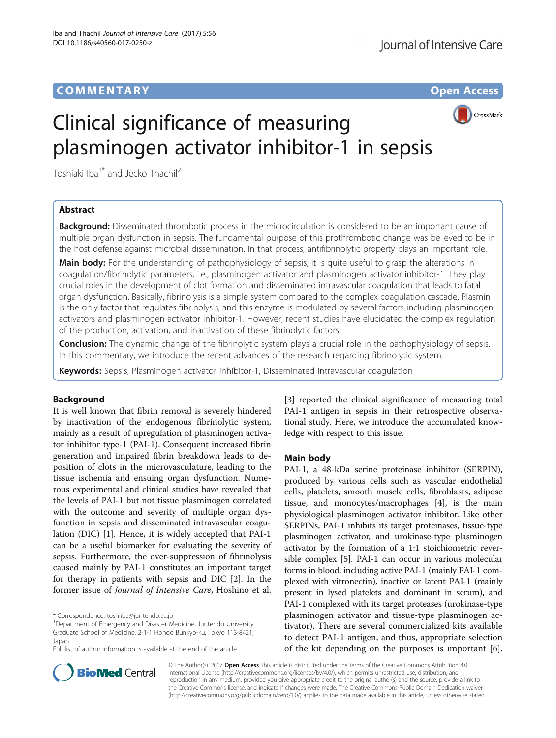COMMENTARY

Open Access

# Clinical significance of measuring plasminogen activator inhibitor-1 in sepsis

Toshiaki Iba[1*] and Jecko Thachil[2]

## Abstract

**Background:** Disseminated thrombotic process in the microcirculation is considered to be an important cause of multiple organ dysfunction in sepsis. The fundamental purpose of this prothrombotic change was believed to be in the host defense against microbial dissemination. In that process, antifibrinolytic property plays an important role.

**Main body:** For the understanding of pathophysiology of sepsis, it is quite useful to grasp the alterations in coagulation/fibrinolytic parameters, i.e., plasminogen activator and plasminogen activator inhibitor-1. They play crucial roles in the development of clot formation and disseminated intravascular coagulation that leads to fatal organ dysfunction. Basically, fibrinolysis is a simple system compared to the complex coagulation cascade. Plasmin is the only factor that regulates fibrinolysis, and this enzyme is modulated by several factors including plasminogen activators and plasminogen activator inhibitor-1. However, recent studies have elucidated the complex regulation of the production, activation, and inactivation of these fibrinolytic factors.

**Conclusion:** The dynamic change of the fibrinolytic system plays a crucial role in the pathophysiology of sepsis. In this commentary, we introduce the recent advances of the research regarding fibrinolytic system.

**Keywords:** Sepsis, Plasminogen activator inhibitor-1, Disseminated intravascular coagulation

## Background

It is well known that fibrin removal is severely hindered by inactivation of the endogenous fibrinolytic system, mainly as a result of upregulation of plasminogen activator inhibitor type-1 (PAI-1). Consequent increased fibrin generation and impaired fibrin breakdown leads to deposition of clots in the microvasculature, leading to the tissue ischemia and ensuing organ dysfunction. Numerous experimental and clinical studies have revealed that the levels of PAI-1 but not tissue plasminogen correlated with the outcome and severity of multiple organ dysfunction in sepsis and disseminated intravascular coagulation (DIC) [1]. Hence, it is widely accepted that PAI-1 can be a useful biomarker for evaluating the severity of sepsis. Furthermore, the over-suppression of fibrinolysis caused mainly by PAI-1 constitutes an important target for therapy in patients with sepsis and DIC [2]. In the former issue of *Journal of Intensive Care*, Hoshino et al. [3] reported the clinical significance of measuring total PAI-1 antigen in sepsis in their retrospective observational study. Here, we introduce the accumulated knowledge with respect to this issue.

## Main body

PAI-1, a 48-kDa serine proteinase inhibitor (SERPIN), produced by various cells such as vascular endothelial cells, platelets, smooth muscle cells, fibroblasts, adipose tissue, and monocytes/macrophages [4], is the main physiological plasminogen activator inhibitor. Like other SERPINs, PAI-1 inhibits its target proteinases, tissue-type plasminogen activator, and urokinase-type plasminogen activator by the formation of a 1:1 stoichiometric reversible complex [5]. PAI-1 can occur in various molecular forms in blood, including active PAI-1 (mainly PAI-1 complexed with vitronectin), inactive or latent PAI-1 (mainly present in lysed platelets and dominant in serum), and PAI-1 complexed with its target proteases (urokinase-type plasminogen activator and tissue-type plasminogen activator). There are several commercialized kits available to detect PAI-1 antigen, and thus, appropriate selection of the kit depending on the purposes is important [6].

\* Correspondence: toshiiba@juntendo.ac.jp

[1]Department of Emergency and Disaster Medicine, Juntendo University Graduate School of Medicine, 2-1-1 Hongo Bunkyo-ku, Tokyo 113-8421, Japan

Full list of author information is available at the end of the article

© The Author(s). 2017 **Open Access** This article is distributed under the terms of the Creative Commons Attribution 4.0 International License (http://creativecommons.org/licenses/by/4.0/), which permits unrestricted use, distribution, and reproduction in any medium, provided you give appropriate credit to the original author(s) and the source, provide a link to the Creative Commons license, and indicate if changes were made. The Creative Commons Public Domain Dedication waiver (http://creativecommons.org/publicdomain/zero/1.0/) applies to the data made available in this article, unless otherwise stated.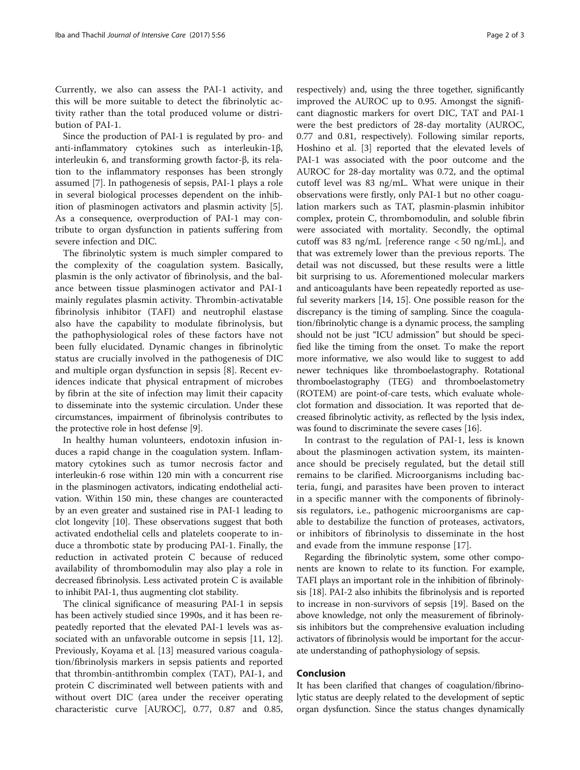Currently, we also can assess the PAI-1 activity, and this will be more suitable to detect the fibrinolytic activity rather than the total produced volume or distribution of PAI-1.

Since the production of PAI-1 is regulated by pro- and anti-inflammatory cytokines such as interleukin-1β, interleukin 6, and transforming growth factor-β, its relation to the inflammatory responses has been strongly assumed [7]. In pathogenesis of sepsis, PAI-1 plays a role in several biological processes dependent on the inhibition of plasminogen activators and plasmin activity [5]. As a consequence, overproduction of PAI-1 may contribute to organ dysfunction in patients suffering from severe infection and DIC.

The fibrinolytic system is much simpler compared to the complexity of the coagulation system. Basically, plasmin is the only activator of fibrinolysis, and the balance between tissue plasminogen activator and PAI-1 mainly regulates plasmin activity. Thrombin-activatable fibrinolysis inhibitor (TAFI) and neutrophil elastase also have the capability to modulate fibrinolysis, but the pathophysiological roles of these factors have not been fully elucidated. Dynamic changes in fibrinolytic status are crucially involved in the pathogenesis of DIC and multiple organ dysfunction in sepsis [8]. Recent evidences indicate that physical entrapment of microbes by fibrin at the site of infection may limit their capacity to disseminate into the systemic circulation. Under these circumstances, impairment of fibrinolysis contributes to the protective role in host defense [9].

In healthy human volunteers, endotoxin infusion induces a rapid change in the coagulation system. Inflammatory cytokines such as tumor necrosis factor and interleukin-6 rose within 120 min with a concurrent rise in the plasminogen activators, indicating endothelial activation. Within 150 min, these changes are counteracted by an even greater and sustained rise in PAI-1 leading to clot longevity [10]. These observations suggest that both activated endothelial cells and platelets cooperate to induce a thrombotic state by producing PAI-1. Finally, the reduction in activated protein C because of reduced availability of thrombomodulin may also play a role in decreased fibrinolysis. Less activated protein C is available to inhibit PAI-1, thus augmenting clot stability.

The clinical significance of measuring PAI-1 in sepsis has been actively studied since 1990s, and it has been repeatedly reported that the elevated PAI-1 levels was associated with an unfavorable outcome in sepsis [11, 12]. Previously, Koyama et al. [13] measured various coagulation/fibrinolysis markers in sepsis patients and reported that thrombin-antithrombin complex (TAT), PAI-1, and protein C discriminated well between patients with and without overt DIC (area under the receiver operating characteristic curve [AUROC], 0.77, 0.87 and 0.85, respectively) and, using the three together, significantly improved the AUROC up to 0.95. Amongst the significant diagnostic markers for overt DIC, TAT and PAI-1 were the best predictors of 28-day mortality (AUROC, 0.77 and 0.81, respectively). Following similar reports, Hoshino et al. [3] reported that the elevated levels of PAI-1 was associated with the poor outcome and the AUROC for 28-day mortality was 0.72, and the optimal cutoff level was 83 ng/mL. What were unique in their observations were firstly, only PAI-1 but no other coagulation markers such as TAT, plasmin-plasmin inhibitor complex, protein C, thrombomodulin, and soluble fibrin were associated with mortality. Secondly, the optimal cutoff was 83 ng/mL [reference range < 50 ng/mL], and that was extremely lower than the previous reports. The detail was not discussed, but these results were a little bit surprising to us. Aforementioned molecular markers and anticoagulants have been repeatedly reported as useful severity markers [14, 15]. One possible reason for the discrepancy is the timing of sampling. Since the coagulation/fibrinolytic change is a dynamic process, the sampling should not be just "ICU admission" but should be specified like the timing from the onset. To make the report more informative, we also would like to suggest to add newer techniques like thromboelastography. Rotational thromboelastography (TEG) and thromboelastometry (ROTEM) are point-of-care tests, which evaluate whole-clot formation and dissociation. It was reported that decreased fibrinolytic activity, as reflected by the lysis index, was found to discriminate the severe cases [16].

In contrast to the regulation of PAI-1, less is known about the plasminogen activation system, its maintenance should be precisely regulated, but the detail still remains to be clarified. Microorganisms including bacteria, fungi, and parasites have been proven to interact in a specific manner with the components of fibrinolysis regulators, i.e., pathogenic microorganisms are capable to destabilize the function of proteases, activators, or inhibitors of fibrinolysis to disseminate in the host and evade from the immune response [17].

Regarding the fibrinolytic system, some other components are known to relate to its function. For example, TAFI plays an important role in the inhibition of fibrinolysis [18]. PAI-2 also inhibits the fibrinolysis and is reported to increase in non-survivors of sepsis [19]. Based on the above knowledge, not only the measurement of fibrinolysis inhibitors but the comprehensive evaluation including activators of fibrinolysis would be important for the accurate understanding of pathophysiology of sepsis.

## Conclusion

It has been clarified that changes of coagulation/fibrinolytic status are deeply related to the development of septic organ dysfunction. Since the status changes dynamically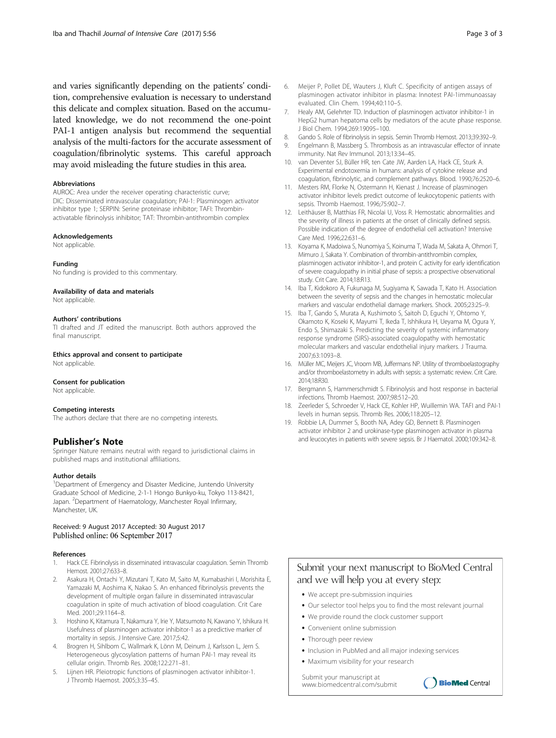and varies significantly depending on the patients' condition, comprehensive evaluation is necessary to understand this delicate and complex situation. Based on the accumulated knowledge, we do not recommend the one-point PAI-1 antigen analysis but recommend the sequential analysis of the multi-factors for the accurate assessment of coagulation/fibrinolytic systems. This careful approach may avoid misleading the future studies in this area.

#### Abbreviations

AUROC: Area under the receiver operating characteristic curve; DIC: Disseminated intravascular coagulation; PAI-1: Plasminogen activator inhibitor type 1; SERPIN: Serine proteinase inhibitor; TAFI: Thrombin-activatable fibrinolysis inhibitor; TAT: Thrombin-antithrombin complex

#### Acknowledgements

Not applicable.

#### Funding

No funding is provided to this commentary.

#### Availability of data and materials

Not applicable.

#### Authors' contributions

TI drafted and JT edited the manuscript. Both authors approved the final manuscript.

#### Ethics approval and consent to participate

Not applicable.

#### Consent for publication

Not applicable.

#### Competing interests

The authors declare that there are no competing interests.

## Publisher's Note

Springer Nature remains neutral with regard to jurisdictional claims in published maps and institutional affiliations.

#### Author details

[1]Department of Emergency and Disaster Medicine, Juntendo University Graduate School of Medicine, 2-1-1 Hongo Bunkyo-ku, Tokyo 113-8421, Japan. [2]Department of Haematology, Manchester Royal Infirmary, Manchester, UK.

Received: 9 August 2017 Accepted: 30 August 2017
Published online: 06 September 2017

#### References

1. Hack CE. Fibrinolysis in disseminated intravascular coagulation. Semin Thromb Hemost. 2001;27:633–8.
2. Asakura H, Ontachi Y, Mizutani T, Kato M, Saito M, Kumabashiri I, Morishita E, Yamazaki M, Aoshima K, Nakao S. An enhanced fibrinolysis prevents the development of multiple organ failure in disseminated intravascular coagulation in spite of much activation of blood coagulation. Crit Care Med. 2001;29:1164–8.
3. Hoshino K, Kitamura T, Nakamura Y, Irie Y, Matsumoto N, Kawano Y, Ishikura H. Usefulness of plasminogen activator inhibitor-1 as a predictive marker of mortality in sepsis. J Intensive Care. 2017;5:42.
4. Brogren H, Sihlbom C, Wallmark K, Lönn M, Deinum J, Karlsson L, Jern S. Heterogeneous glycosylation patterns of human PAI-1 may reveal its cellular origin. Thromb Res. 2008;122:271–81.
5. Lijnen HR. Pleiotropic functions of plasminogen activator inhibitor-1. J Thromb Haemost. 2005;3:35–45.
6. Meijer P, Pollet DE, Wauters J, Kluft C. Specificity of antigen assays of plasminogen activator inhibitor in plasma: Innotest PAI-1immunoassay evaluated. Clin Chem. 1994;40:110–5.
7. Healy AM, Gelehrter TD. Induction of plasminogen activator inhibitor-1 in HepG2 human hepatoma cells by mediators of the acute phase response. J Biol Chem. 1994;269:19095–100.
8. Gando S. Role of fibrinolysis in sepsis. Semin Thromb Hemost. 2013;39:392–9.
9. Engelmann B, Massberg S. Thrombosis as an intravascular effector of innate immunity. Nat Rev Immunol. 2013;13:34–45.
10. van Deventer SJ, Büller HR, ten Cate JW, Aarden LA, Hack CE, Sturk A. Experimental endotoxemia in humans: analysis of cytokine release and coagulation, fibrinolytic, and complement pathways. Blood. 1990;76:2520–6.
11. Mesters RM, Florke N, Ostermann H, Kienast J. Increase of plasminogen activator inhibitor levels predict outcome of leukocytopenic patients with sepsis. Thromb Haemost. 1996;75:902–7.
12. Leithäuser B, Matthias FR, Nicolai U, Voss R. Hemostatic abnormalities and the severity of illness in patients at the onset of clinically defined sepsis. Possible indication of the degree of endothelial cell activation? Intensive Care Med. 1996;22:631–6.
13. Koyama K, Madoiwa S, Nunomiya S, Koinuma T, Wada M, Sakata A, Ohmori T, Mimuro J, Sakata Y. Combination of thrombin-antithrombin complex, plasminogen activator inhibitor-1, and protein C activity for early identification of severe coagulopathy in initial phase of sepsis: a prospective observational study. Crit Care. 2014;18:R13.
14. Iba T, Kidokoro A, Fukunaga M, Sugiyama K, Sawada T, Kato H. Association between the severity of sepsis and the changes in hemostatic molecular markers and vascular endothelial damage markers. Shock. 2005;23:25–9.
15. Iba T, Gando S, Murata A, Kushimoto S, Saitoh D, Eguchi Y, Ohtomo Y, Okamoto K, Koseki K, Mayumi T, Ikeda T, Ishhikura H, Ueyama M, Ogura Y, Endo S, Shimazaki S. Predicting the severity of systemic inflammatory response syndrome (SIRS)-associated coagulopathy with hemostatic molecular markers and vascular endothelial injury markers. J Trauma. 2007;63:1093–8.
16. Müller MC, Meijers JC, Vroom MB, Juffermans NP. Utility of thromboelastography and/or thromboelastometry in adults with sepsis: a systematic review. Crit Care. 2014;18:R30.
17. Bergmann S, Hammerschmidt S. Fibrinolysis and host response in bacterial infections. Thromb Haemost. 2007;98:512–20.
18. Zeerleder S, Schroeder V, Hack CE, Kohler HP, Wuillemin WA. TAFI and PAI-1 levels in human sepsis. Thromb Res. 2006;118:205–12.
19. Robbie LA, Dummer S, Booth NA, Adey GD, Bennett B. Plasminogen activator inhibitor 2 and urokinase-type plasminogen activator in plasma and leucocytes in patients with severe sepsis. Br J Haematol. 2000;109:342–8.

Submit your next manuscript to BioMed Central and we will help you at every step:

- We accept pre-submission inquiries
- Our selector tool helps you to find the most relevant journal
- We provide round the clock customer support
- Convenient online submission
- Thorough peer review
- Inclusion in PubMed and all major indexing services
- Maximum visibility for your research

Submit your manuscript at www.biomedcentral.com/submit

BioMed Central